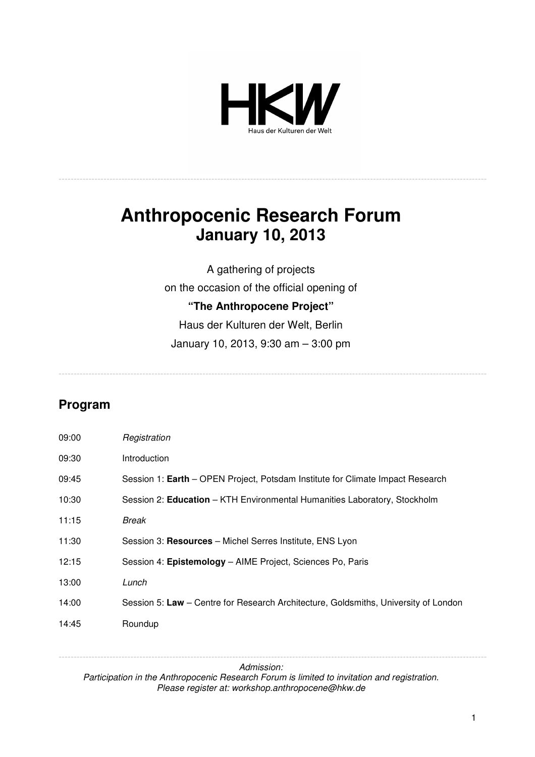HKW

Haus der Kulturen der Welt

# Anthropocenic Research Forum
## January 10, 2013

A gathering of projects
on the occasion of the official opening of
**"The Anthropocene Project"**
Haus der Kulturen der Welt, Berlin
January 10, 2013, 9:30 am – 3:00 pm

## Program

| | |
|---|---|
| 09:00 | *Registration* |
| 09:30 | Introduction |
| 09:45 | Session 1: **Earth** – OPEN Project, Potsdam Institute for Climate Impact Research |
| 10:30 | Session 2: **Education** – KTH Environmental Humanities Laboratory, Stockholm |
| 11:15 | *Break* |
| 11:30 | Session 3: **Resources** – Michel Serres Institute, ENS Lyon |
| 12:15 | Session 4: **Epistemology** – AIME Project, Sciences Po, Paris |
| 13:00 | *Lunch* |
| 14:00 | Session 5: **Law** – Centre for Research Architecture, Goldsmiths, University of London |
| 14:45 | Roundup |

*Admission:*
*Participation in the Anthropocenic Research Forum is limited to invitation and registration.*
*Please register at: workshop.anthropocene@hkw.de*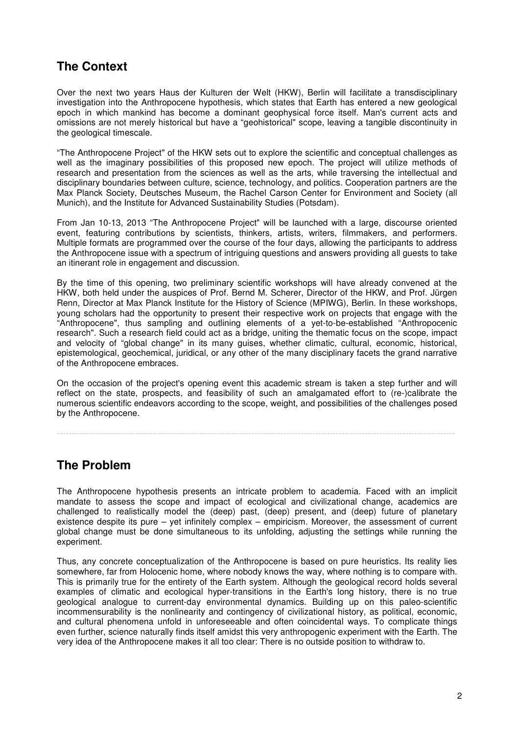## The Context

Over the next two years Haus der Kulturen der Welt (HKW), Berlin will facilitate a transdisciplinary investigation into the Anthropocene hypothesis, which states that Earth has entered a new geological epoch in which mankind has become a dominant geophysical force itself. Man's current acts and omissions are not merely historical but have a "geohistorical" scope, leaving a tangible discontinuity in the geological timescale.

"The Anthropocene Project" of the HKW sets out to explore the scientific and conceptual challenges as well as the imaginary possibilities of this proposed new epoch. The project will utilize methods of research and presentation from the sciences as well as the arts, while traversing the intellectual and disciplinary boundaries between culture, science, technology, and politics. Cooperation partners are the Max Planck Society, Deutsches Museum, the Rachel Carson Center for Environment and Society (all Munich), and the Institute for Advanced Sustainability Studies (Potsdam).

From Jan 10-13, 2013 "The Anthropocene Project" will be launched with a large, discourse oriented event, featuring contributions by scientists, thinkers, artists, writers, filmmakers, and performers. Multiple formats are programmed over the course of the four days, allowing the participants to address the Anthropocene issue with a spectrum of intriguing questions and answers providing all guests to take an itinerant role in engagement and discussion.

By the time of this opening, two preliminary scientific workshops will have already convened at the HKW, both held under the auspices of Prof. Bernd M. Scherer, Director of the HKW, and Prof. Jürgen Renn, Director at Max Planck Institute for the History of Science (MPIWG), Berlin. In these workshops, young scholars had the opportunity to present their respective work on projects that engage with the "Anthropocene", thus sampling and outlining elements of a yet-to-be-established "Anthropocenic research". Such a research field could act as a bridge, uniting the thematic focus on the scope, impact and velocity of "global change" in its many guises, whether climatic, cultural, economic, historical, epistemological, geochemical, juridical, or any other of the many disciplinary facets the grand narrative of the Anthropocene embraces.

On the occasion of the project's opening event this academic stream is taken a step further and will reflect on the state, prospects, and feasibility of such an amalgamated effort to (re-)calibrate the numerous scientific endeavors according to the scope, weight, and possibilities of the challenges posed by the Anthropocene.

---

## The Problem

The Anthropocene hypothesis presents an intricate problem to academia. Faced with an implicit mandate to assess the scope and impact of ecological and civilizational change, academics are challenged to realistically model the (deep) past, (deep) present, and (deep) future of planetary existence despite its pure – yet infinitely complex – empiricism. Moreover, the assessment of current global change must be done simultaneous to its unfolding, adjusting the settings while running the experiment.

Thus, any concrete conceptualization of the Anthropocene is based on pure heuristics. Its reality lies somewhere, far from Holocenic home, where nobody knows the way, where nothing is to compare with. This is primarily true for the entirety of the Earth system. Although the geological record holds several examples of climatic and ecological hyper-transitions in the Earth's long history, there is no true geological analogue to current-day environmental dynamics. Building up on this paleo-scientific incommensurability is the nonlinearity and contingency of civilizational history, as political, economic, and cultural phenomena unfold in unforeseeable and often coincidental ways. To complicate things even further, science naturally finds itself amidst this very anthropogenic experiment with the Earth. The very idea of the Anthropocene makes it all too clear: There is no outside position to withdraw to.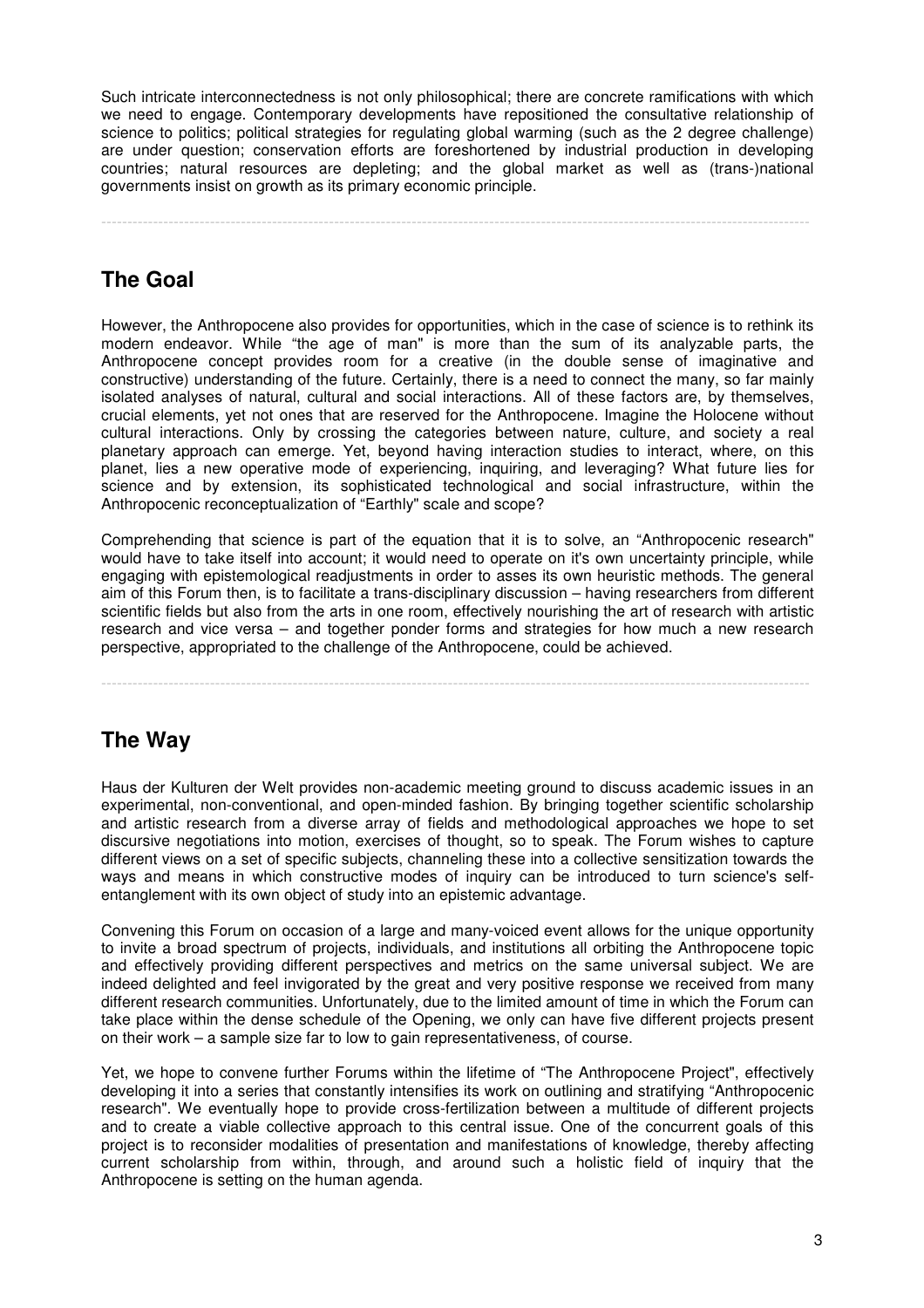Such intricate interconnectedness is not only philosophical; there are concrete ramifications with which we need to engage. Contemporary developments have repositioned the consultative relationship of science to politics; political strategies for regulating global warming (such as the 2 degree challenge) are under question; conservation efforts are foreshortened by industrial production in developing countries; natural resources are depleting; and the global market as well as (trans-)national governments insist on growth as its primary economic principle.

---

## The Goal

However, the Anthropocene also provides for opportunities, which in the case of science is to rethink its modern endeavor. While "the age of man" is more than the sum of its analyzable parts, the Anthropocene concept provides room for a creative (in the double sense of imaginative and constructive) understanding of the future. Certainly, there is a need to connect the many, so far mainly isolated analyses of natural, cultural and social interactions. All of these factors are, by themselves, crucial elements, yet not ones that are reserved for the Anthropocene. Imagine the Holocene without cultural interactions. Only by crossing the categories between nature, culture, and society a real planetary approach can emerge. Yet, beyond having interaction studies to interact, where, on this planet, lies a new operative mode of experiencing, inquiring, and leveraging? What future lies for science and by extension, its sophisticated technological and social infrastructure, within the Anthropocenic reconceptualization of "Earthly" scale and scope?

Comprehending that science is part of the equation that it is to solve, an "Anthropocenic research" would have to take itself into account; it would need to operate on it's own uncertainty principle, while engaging with epistemological readjustments in order to asses its own heuristic methods. The general aim of this Forum then, is to facilitate a trans-disciplinary discussion – having researchers from different scientific fields but also from the arts in one room, effectively nourishing the art of research with artistic research and vice versa – and together ponder forms and strategies for how much a new research perspective, appropriated to the challenge of the Anthropocene, could be achieved.

---

## The Way

Haus der Kulturen der Welt provides non-academic meeting ground to discuss academic issues in an experimental, non-conventional, and open-minded fashion. By bringing together scientific scholarship and artistic research from a diverse array of fields and methodological approaches we hope to set discursive negotiations into motion, exercises of thought, so to speak. The Forum wishes to capture different views on a set of specific subjects, channeling these into a collective sensitization towards the ways and means in which constructive modes of inquiry can be introduced to turn science's self-entanglement with its own object of study into an epistemic advantage.

Convening this Forum on occasion of a large and many-voiced event allows for the unique opportunity to invite a broad spectrum of projects, individuals, and institutions all orbiting the Anthropocene topic and effectively providing different perspectives and metrics on the same universal subject. We are indeed delighted and feel invigorated by the great and very positive response we received from many different research communities. Unfortunately, due to the limited amount of time in which the Forum can take place within the dense schedule of the Opening, we only can have five different projects present on their work – a sample size far to low to gain representativeness, of course.

Yet, we hope to convene further Forums within the lifetime of "The Anthropocene Project", effectively developing it into a series that constantly intensifies its work on outlining and stratifying "Anthropocenic research". We eventually hope to provide cross-fertilization between a multitude of different projects and to create a viable collective approach to this central issue. One of the concurrent goals of this project is to reconsider modalities of presentation and manifestations of knowledge, thereby affecting current scholarship from within, through, and around such a holistic field of inquiry that the Anthropocene is setting on the human agenda.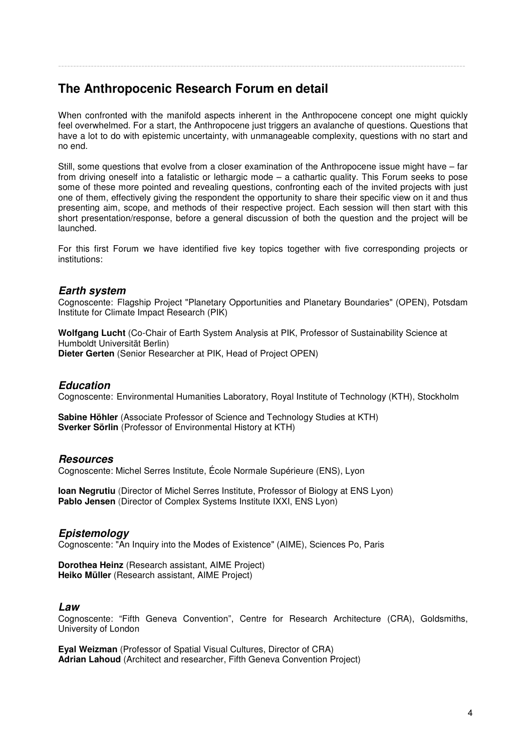## The Anthropocenic Research Forum en detail

When confronted with the manifold aspects inherent in the Anthropocene concept one might quickly feel overwhelmed. For a start, the Anthropocene just triggers an avalanche of questions. Questions that have a lot to do with epistemic uncertainty, with unmanageable complexity, questions with no start and no end.

Still, some questions that evolve from a closer examination of the Anthropocene issue might have – far from driving oneself into a fatalistic or lethargic mode – a cathartic quality. This Forum seeks to pose some of these more pointed and revealing questions, confronting each of the invited projects with just one of them, effectively giving the respondent the opportunity to share their specific view on it and thus presenting aim, scope, and methods of their respective project. Each session will then start with this short presentation/response, before a general discussion of both the question and the project will be launched.

For this first Forum we have identified five key topics together with five corresponding projects or institutions:

### *Earth system*

Cognoscente: Flagship Project "Planetary Opportunities and Planetary Boundaries" (OPEN), Potsdam Institute for Climate Impact Research (PIK)

**Wolfgang Lucht** (Co-Chair of Earth System Analysis at PIK, Professor of Sustainability Science at Humboldt Universität Berlin)
**Dieter Gerten** (Senior Researcher at PIK, Head of Project OPEN)

### *Education*

Cognoscente: Environmental Humanities Laboratory, Royal Institute of Technology (KTH), Stockholm

**Sabine Höhler** (Associate Professor of Science and Technology Studies at KTH)
**Sverker Sörlin** (Professor of Environmental History at KTH)

### *Resources*

Cognoscente: Michel Serres Institute, École Normale Supérieure (ENS), Lyon

**Ioan Negrutiu** (Director of Michel Serres Institute, Professor of Biology at ENS Lyon)
**Pablo Jensen** (Director of Complex Systems Institute IXXI, ENS Lyon)

### *Epistemology*

Cognoscente: "An Inquiry into the Modes of Existence" (AIME), Sciences Po, Paris

**Dorothea Heinz** (Research assistant, AIME Project)
**Heiko Müller** (Research assistant, AIME Project)

### *Law*

Cognoscente: "Fifth Geneva Convention", Centre for Research Architecture (CRA), Goldsmiths, University of London

**Eyal Weizman** (Professor of Spatial Visual Cultures, Director of CRA)
**Adrian Lahoud** (Architect and researcher, Fifth Geneva Convention Project)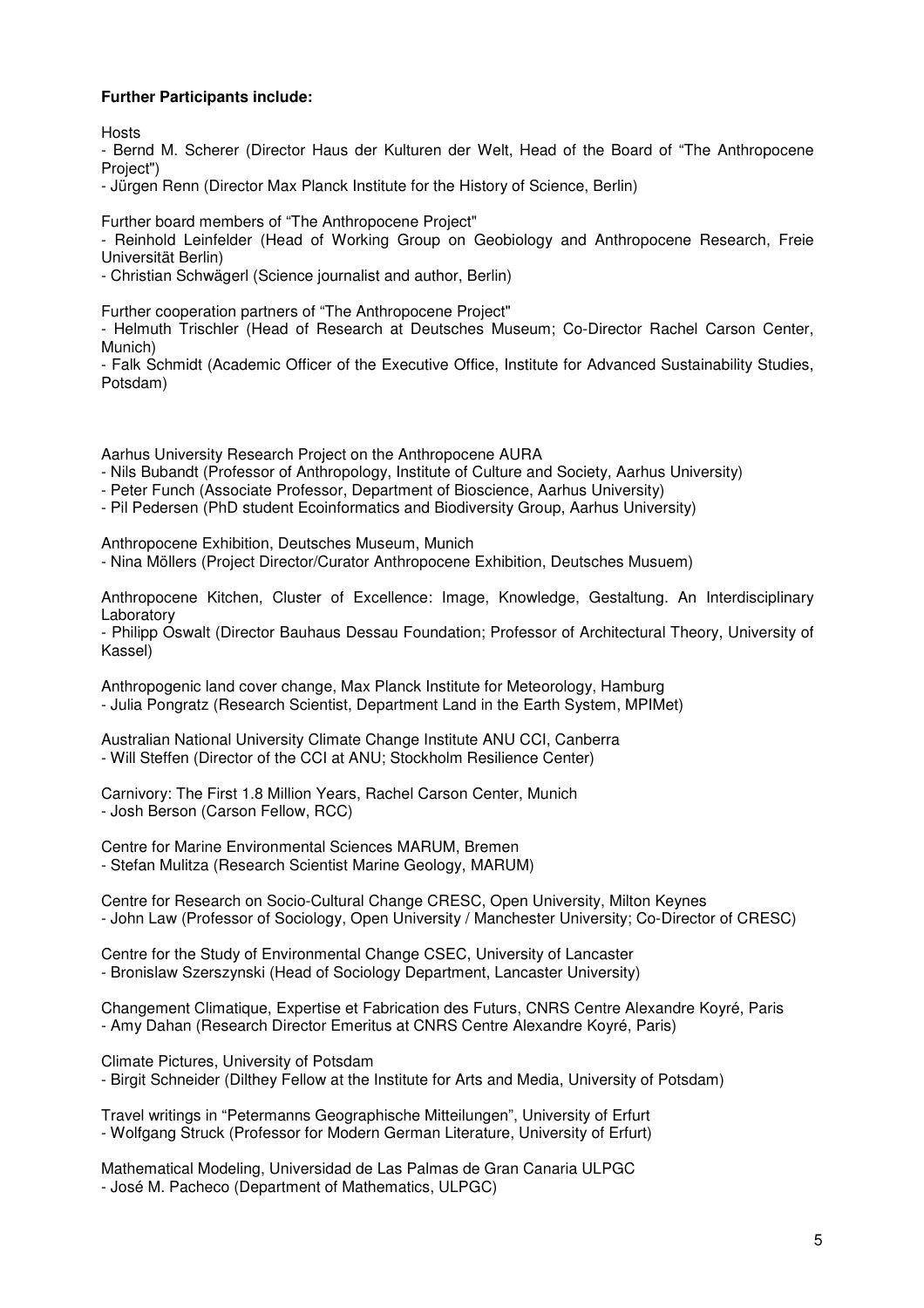**Further Participants include:**

Hosts

- Bernd M. Scherer (Director Haus der Kulturen der Welt, Head of the Board of "The Anthropocene Project")
- Jürgen Renn (Director Max Planck Institute for the History of Science, Berlin)

Further board members of "The Anthropocene Project"

- Reinhold Leinfelder (Head of Working Group on Geobiology and Anthropocene Research, Freie Universität Berlin)
- Christian Schwägerl (Science journalist and author, Berlin)

Further cooperation partners of "The Anthropocene Project"

- Helmuth Trischler (Head of Research at Deutsches Museum; Co-Director Rachel Carson Center, Munich)
- Falk Schmidt (Academic Officer of the Executive Office, Institute for Advanced Sustainability Studies, Potsdam)

Aarhus University Research Project on the Anthropocene AURA

- Nils Bubandt (Professor of Anthropology, Institute of Culture and Society, Aarhus University)
- Peter Funch (Associate Professor, Department of Bioscience, Aarhus University)
- Pil Pedersen (PhD student Ecoinformatics and Biodiversity Group, Aarhus University)

Anthropocene Exhibition, Deutsches Museum, Munich

- Nina Möllers (Project Director/Curator Anthropocene Exhibition, Deutsches Musuem)

Anthropocene Kitchen, Cluster of Excellence: Image, Knowledge, Gestaltung. An Interdisciplinary Laboratory

- Philipp Oswalt (Director Bauhaus Dessau Foundation; Professor of Architectural Theory, University of Kassel)

Anthropogenic land cover change, Max Planck Institute for Meteorology, Hamburg

- Julia Pongratz (Research Scientist, Department Land in the Earth System, MPIMet)

Australian National University Climate Change Institute ANU CCI, Canberra

- Will Steffen (Director of the CCI at ANU; Stockholm Resilience Center)

Carnivory: The First 1.8 Million Years, Rachel Carson Center, Munich

- Josh Berson (Carson Fellow, RCC)

Centre for Marine Environmental Sciences MARUM, Bremen

- Stefan Mulitza (Research Scientist Marine Geology, MARUM)

Centre for Research on Socio-Cultural Change CRESC, Open University, Milton Keynes

- John Law (Professor of Sociology, Open University / Manchester University; Co-Director of CRESC)

Centre for the Study of Environmental Change CSEC, University of Lancaster

- Bronislaw Szerszynski (Head of Sociology Department, Lancaster University)

Changement Climatique, Expertise et Fabrication des Futurs, CNRS Centre Alexandre Koyré, Paris

- Amy Dahan (Research Director Emeritus at CNRS Centre Alexandre Koyré, Paris)

Climate Pictures, University of Potsdam

- Birgit Schneider (Dilthey Fellow at the Institute for Arts and Media, University of Potsdam)

Travel writings in "Petermanns Geographische Mitteilungen", University of Erfurt

- Wolfgang Struck (Professor for Modern German Literature, University of Erfurt)

Mathematical Modeling, Universidad de Las Palmas de Gran Canaria ULPGC

- José M. Pacheco (Department of Mathematics, ULPGC)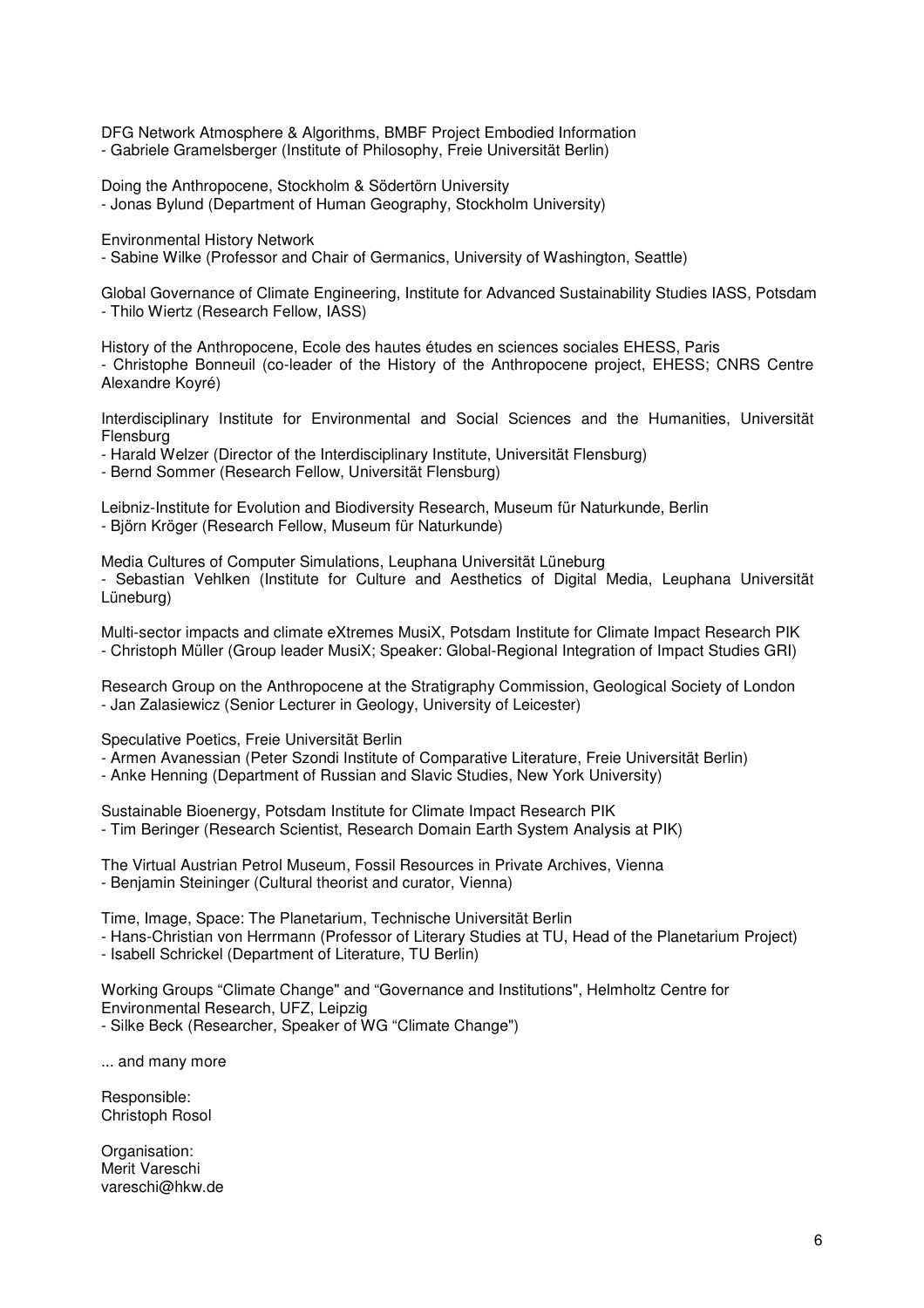DFG Network Atmosphere & Algorithms, BMBF Project Embodied Information
- Gabriele Gramelsberger (Institute of Philosophy, Freie Universität Berlin)

Doing the Anthropocene, Stockholm & Södertörn University
- Jonas Bylund (Department of Human Geography, Stockholm University)

Environmental History Network
- Sabine Wilke (Professor and Chair of Germanics, University of Washington, Seattle)

Global Governance of Climate Engineering, Institute for Advanced Sustainability Studies IASS, Potsdam
- Thilo Wiertz (Research Fellow, IASS)

History of the Anthropocene, Ecole des hautes études en sciences sociales EHESS, Paris
- Christophe Bonneuil (co-leader of the History of the Anthropocene project, EHESS; CNRS Centre Alexandre Koyré)

Interdisciplinary Institute for Environmental and Social Sciences and the Humanities, Universität Flensburg
- Harald Welzer (Director of the Interdisciplinary Institute, Universität Flensburg)
- Bernd Sommer (Research Fellow, Universität Flensburg)

Leibniz-Institute for Evolution and Biodiversity Research, Museum für Naturkunde, Berlin
- Björn Kröger (Research Fellow, Museum für Naturkunde)

Media Cultures of Computer Simulations, Leuphana Universität Lüneburg
- Sebastian Vehlken (Institute for Culture and Aesthetics of Digital Media, Leuphana Universität Lüneburg)

Multi-sector impacts and climate eXtremes MusiX, Potsdam Institute for Climate Impact Research PIK
- Christoph Müller (Group leader MusiX; Speaker: Global-Regional Integration of Impact Studies GRI)

Research Group on the Anthropocene at the Stratigraphy Commission, Geological Society of London
- Jan Zalasiewicz (Senior Lecturer in Geology, University of Leicester)

Speculative Poetics, Freie Universität Berlin
- Armen Avanessian (Peter Szondi Institute of Comparative Literature, Freie Universität Berlin)
- Anke Henning (Department of Russian and Slavic Studies, New York University)

Sustainable Bioenergy, Potsdam Institute for Climate Impact Research PIK
- Tim Beringer (Research Scientist, Research Domain Earth System Analysis at PIK)

The Virtual Austrian Petrol Museum, Fossil Resources in Private Archives, Vienna
- Benjamin Steininger (Cultural theorist and curator, Vienna)

Time, Image, Space: The Planetarium, Technische Universität Berlin
- Hans-Christian von Herrmann (Professor of Literary Studies at TU, Head of the Planetarium Project)
- Isabell Schrickel (Department of Literature, TU Berlin)

Working Groups "Climate Change" and "Governance and Institutions", Helmholtz Centre for Environmental Research, UFZ, Leipzig
- Silke Beck (Researcher, Speaker of WG "Climate Change")

... and many more

Responsible:
Christoph Rosol

Organisation:
Merit Vareschi
vareschi@hkw.de